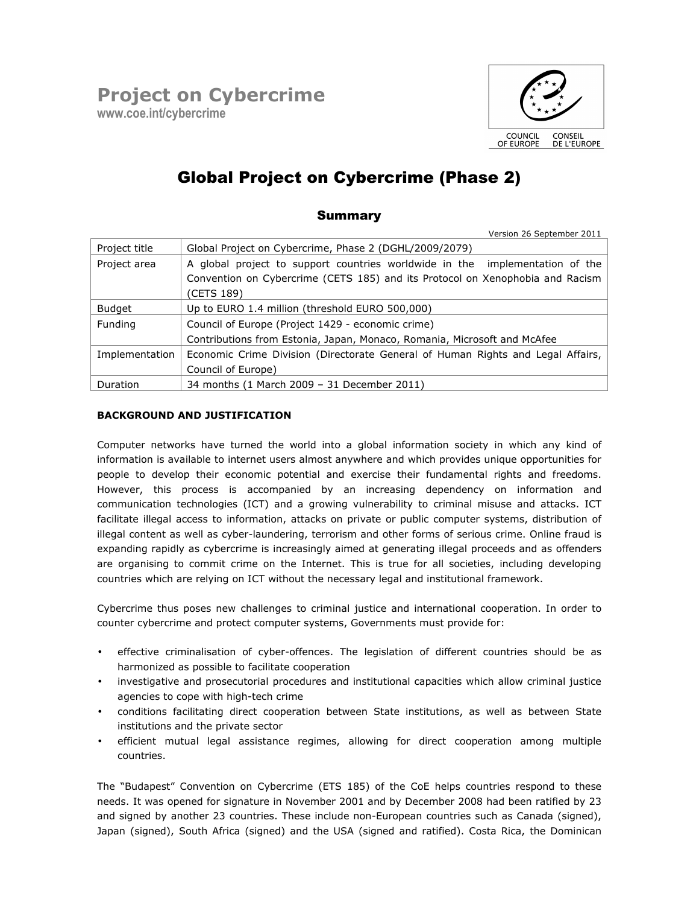# Project on Cybercrime

www.coe.int/cybercrime

COUNCIL OF EUROPE CONSEIL DE L'EUROPE

## Global Project on Cybercrime (Phase 2)

### Summary

Version 26 September 2011

| Project title | Global Project on Cybercrime, Phase 2 (DGHL/2009/2079) |
|---|---|
| Project area | A global project to support countries worldwide in the implementation of the Convention on Cybercrime (CETS 185) and its Protocol on Xenophobia and Racism (CETS 189) |
| Budget | Up to EURO 1.4 million (threshold EURO 500,000) |
| Funding | Council of Europe (Project 1429 - economic crime)<br>Contributions from Estonia, Japan, Monaco, Romania, Microsoft and McAfee |
| Implementation | Economic Crime Division (Directorate General of Human Rights and Legal Affairs, Council of Europe) |
| Duration | 34 months (1 March 2009 – 31 December 2011) |

**BACKGROUND AND JUSTIFICATION**

Computer networks have turned the world into a global information society in which any kind of information is available to internet users almost anywhere and which provides unique opportunities for people to develop their economic potential and exercise their fundamental rights and freedoms. However, this process is accompanied by an increasing dependency on information and communication technologies (ICT) and a growing vulnerability to criminal misuse and attacks. ICT facilitate illegal access to information, attacks on private or public computer systems, distribution of illegal content as well as cyber-laundering, terrorism and other forms of serious crime. Online fraud is expanding rapidly as cybercrime is increasingly aimed at generating illegal proceeds and as offenders are organising to commit crime on the Internet. This is true for all societies, including developing countries which are relying on ICT without the necessary legal and institutional framework.

Cybercrime thus poses new challenges to criminal justice and international cooperation. In order to counter cybercrime and protect computer systems, Governments must provide for:

- effective criminalisation of cyber-offences. The legislation of different countries should be as harmonized as possible to facilitate cooperation
- investigative and prosecutorial procedures and institutional capacities which allow criminal justice agencies to cope with high-tech crime
- conditions facilitating direct cooperation between State institutions, as well as between State institutions and the private sector
- efficient mutual legal assistance regimes, allowing for direct cooperation among multiple countries.

The "Budapest" Convention on Cybercrime (ETS 185) of the CoE helps countries respond to these needs. It was opened for signature in November 2001 and by December 2008 had been ratified by 23 and signed by another 23 countries. These include non-European countries such as Canada (signed), Japan (signed), South Africa (signed) and the USA (signed and ratified). Costa Rica, the Dominican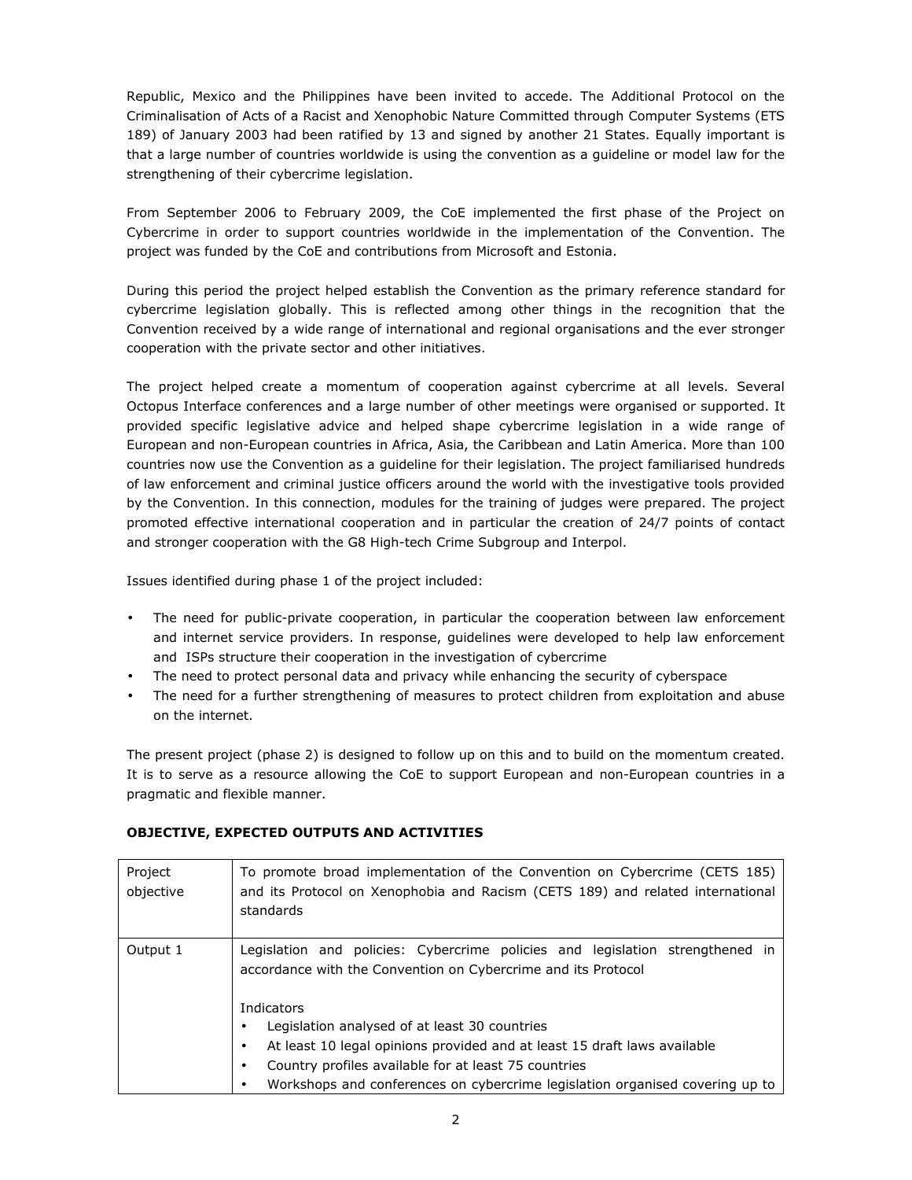Republic, Mexico and the Philippines have been invited to accede. The Additional Protocol on the Criminalisation of Acts of a Racist and Xenophobic Nature Committed through Computer Systems (ETS 189) of January 2003 had been ratified by 13 and signed by another 21 States. Equally important is that a large number of countries worldwide is using the convention as a guideline or model law for the strengthening of their cybercrime legislation.

From September 2006 to February 2009, the CoE implemented the first phase of the Project on Cybercrime in order to support countries worldwide in the implementation of the Convention. The project was funded by the CoE and contributions from Microsoft and Estonia.

During this period the project helped establish the Convention as the primary reference standard for cybercrime legislation globally. This is reflected among other things in the recognition that the Convention received by a wide range of international and regional organisations and the ever stronger cooperation with the private sector and other initiatives.

The project helped create a momentum of cooperation against cybercrime at all levels. Several Octopus Interface conferences and a large number of other meetings were organised or supported. It provided specific legislative advice and helped shape cybercrime legislation in a wide range of European and non-European countries in Africa, Asia, the Caribbean and Latin America. More than 100 countries now use the Convention as a guideline for their legislation. The project familiarised hundreds of law enforcement and criminal justice officers around the world with the investigative tools provided by the Convention. In this connection, modules for the training of judges were prepared. The project promoted effective international cooperation and in particular the creation of 24/7 points of contact and stronger cooperation with the G8 High-tech Crime Subgroup and Interpol.

Issues identified during phase 1 of the project included:

- The need for public-private cooperation, in particular the cooperation between law enforcement and internet service providers. In response, guidelines were developed to help law enforcement and ISPs structure their cooperation in the investigation of cybercrime
- The need to protect personal data and privacy while enhancing the security of cyberspace
- The need for a further strengthening of measures to protect children from exploitation and abuse on the internet.

The present project (phase 2) is designed to follow up on this and to build on the momentum created. It is to serve as a resource allowing the CoE to support European and non-European countries in a pragmatic and flexible manner.

**OBJECTIVE, EXPECTED OUTPUTS AND ACTIVITIES**

| Project objective | To promote broad implementation of the Convention on Cybercrime (CETS 185) and its Protocol on Xenophobia and Racism (CETS 189) and related international standards |
|---|---|
| Output 1 | Legislation and policies: Cybercrime policies and legislation strengthened in accordance with the Convention on Cybercrime and its Protocol<br><br>Indicators<br>• Legislation analysed of at least 30 countries<br>• At least 10 legal opinions provided and at least 15 draft laws available<br>• Country profiles available for at least 75 countries<br>• Workshops and conferences on cybercrime legislation organised covering up to |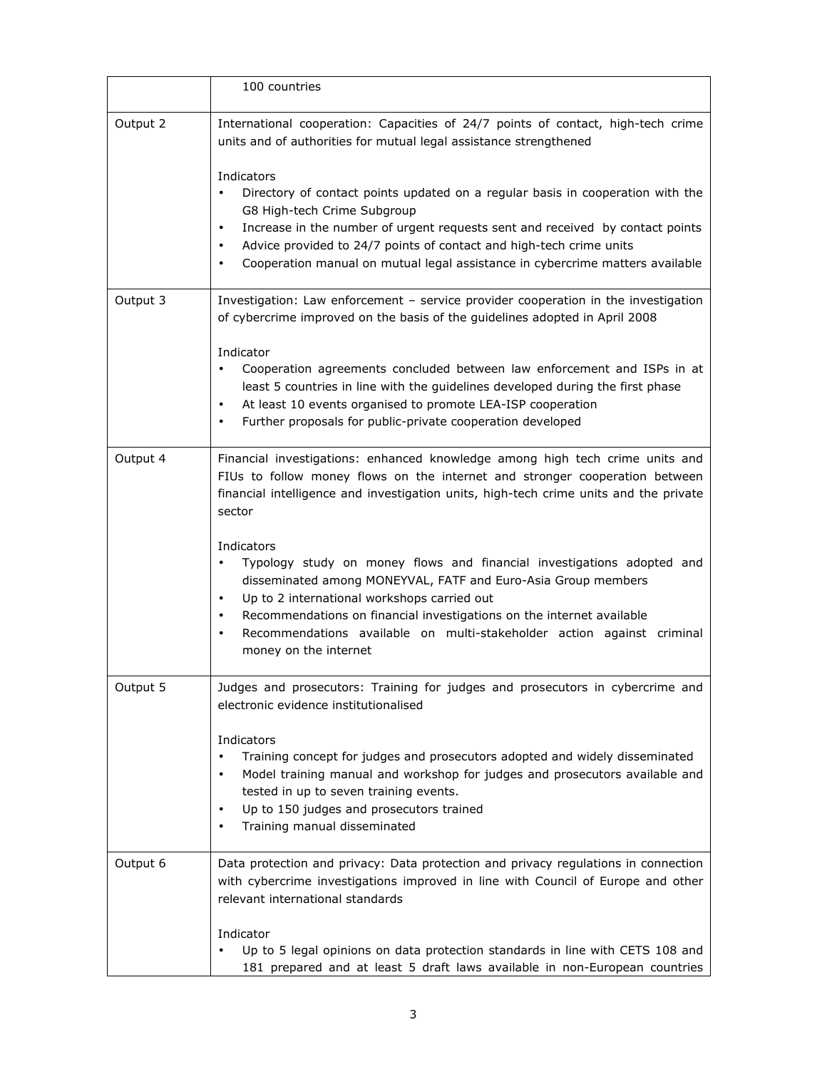| | |
|---|---|
| | 100 countries |
| Output 2 | International cooperation: Capacities of 24/7 points of contact, high-tech crime units and of authorities for mutual legal assistance strengthened<br><br>Indicators<br>• Directory of contact points updated on a regular basis in cooperation with the G8 High-tech Crime Subgroup<br>• Increase in the number of urgent requests sent and received by contact points<br>• Advice provided to 24/7 points of contact and high-tech crime units<br>• Cooperation manual on mutual legal assistance in cybercrime matters available |
| Output 3 | Investigation: Law enforcement – service provider cooperation in the investigation of cybercrime improved on the basis of the guidelines adopted in April 2008<br><br>Indicator<br>• Cooperation agreements concluded between law enforcement and ISPs in at least 5 countries in line with the guidelines developed during the first phase<br>• At least 10 events organised to promote LEA-ISP cooperation<br>• Further proposals for public-private cooperation developed |
| Output 4 | Financial investigations: enhanced knowledge among high tech crime units and FIUs to follow money flows on the internet and stronger cooperation between financial intelligence and investigation units, high-tech crime units and the private sector<br><br>Indicators<br>• Typology study on money flows and financial investigations adopted and disseminated among MONEYVAL, FATF and Euro-Asia Group members<br>• Up to 2 international workshops carried out<br>• Recommendations on financial investigations on the internet available<br>• Recommendations available on multi-stakeholder action against criminal money on the internet |
| Output 5 | Judges and prosecutors: Training for judges and prosecutors in cybercrime and electronic evidence institutionalised<br><br>Indicators<br>• Training concept for judges and prosecutors adopted and widely disseminated<br>• Model training manual and workshop for judges and prosecutors available and tested in up to seven training events.<br>• Up to 150 judges and prosecutors trained<br>• Training manual disseminated |
| Output 6 | Data protection and privacy: Data protection and privacy regulations in connection with cybercrime investigations improved in line with Council of Europe and other relevant international standards<br><br>Indicator<br>• Up to 5 legal opinions on data protection standards in line with CETS 108 and 181 prepared and at least 5 draft laws available in non-European countries |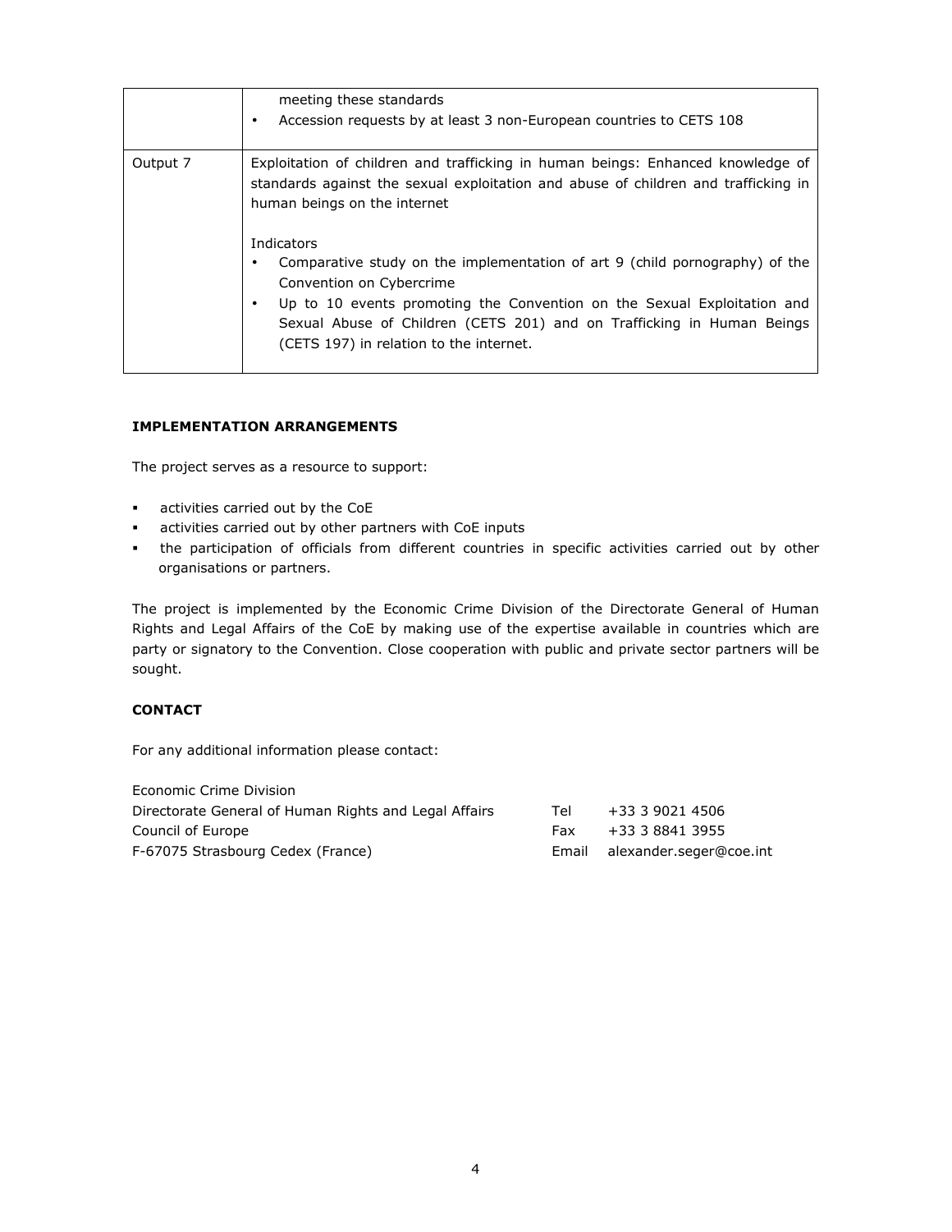| | |
|---|---|
| | meeting these standards<br>• Accession requests by at least 3 non-European countries to CETS 108 |
| Output 7 | Exploitation of children and trafficking in human beings: Enhanced knowledge of standards against the sexual exploitation and abuse of children and trafficking in human beings on the internet<br><br>Indicators<br>• Comparative study on the implementation of art 9 (child pornography) of the Convention on Cybercrime<br>• Up to 10 events promoting the Convention on the Sexual Exploitation and Sexual Abuse of Children (CETS 201) and on Trafficking in Human Beings (CETS 197) in relation to the internet. |

**IMPLEMENTATION ARRANGEMENTS**

The project serves as a resource to support:

- activities carried out by the CoE
- activities carried out by other partners with CoE inputs
- the participation of officials from different countries in specific activities carried out by other organisations or partners.

The project is implemented by the Economic Crime Division of the Directorate General of Human Rights and Legal Affairs of the CoE by making use of the expertise available in countries which are party or signatory to the Convention. Close cooperation with public and private sector partners will be sought.

**CONTACT**

For any additional information please contact:

| | | |
|---|---|---|
| Economic Crime Division | | |
| Directorate General of Human Rights and Legal Affairs | Tel | +33 3 9021 4506 |
| Council of Europe | Fax | +33 3 8841 3955 |
| F-67075 Strasbourg Cedex (France) | Email | alexander.seger@coe.int |